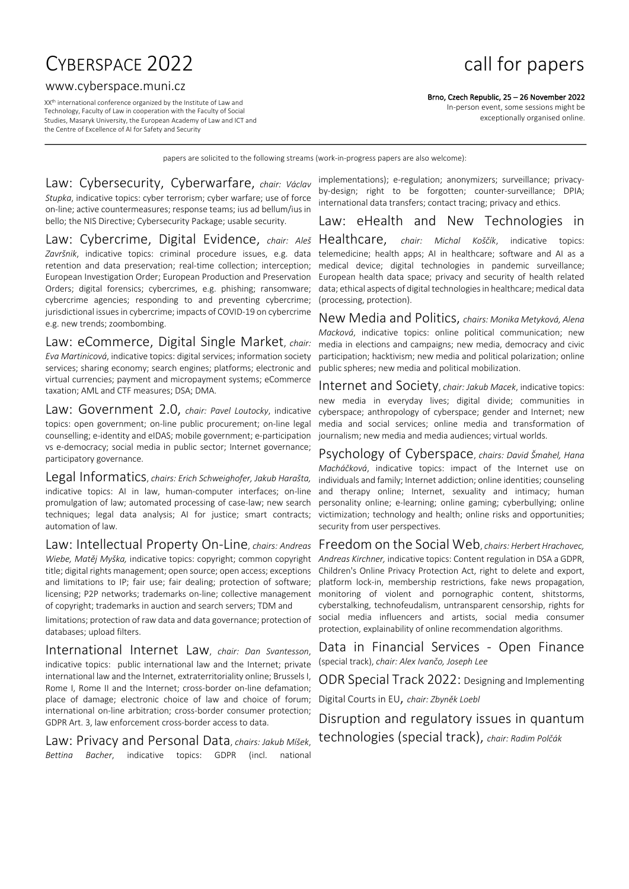# CYBERSPACE 2022

# call for papers

www.cyberspace.muni.cz

XX[th] international conference organized by the Institute of Law and Technology, Faculty of Law in cooperation with the Faculty of Social Studies, Masaryk University, the European Academy of Law and ICT and the Centre of Excellence of AI for Safety and Security

**Brno, Czech Republic, 25 – 26 November 2022**

In-person event, some sessions might be exceptionally organised online.

---

papers are solicited to the following streams (work-in-progress papers are also welcome):

**Law: Cybersecurity, Cyberwarfare**, *chair: Václav Stupka*, indicative topics: cyber terrorism; cyber warfare; use of force on-line; active countermeasures; response teams; ius ad bellum/ius in bello; the NIS Directive; Cybersecurity Package; usable security.

**Law: Cybercrime, Digital Evidence**, *chair: Aleš Završnik*, indicative topics: criminal procedure issues, e.g. data retention and data preservation; real-time collection; interception; European Investigation Order; European Production and Preservation Orders; digital forensics; cybercrimes, e.g. phishing; ransomware; cybercrime agencies; responding to and preventing cybercrime; jurisdictional issues in cybercrime; impacts of COVID-19 on cybercrime e.g. new trends; zoombombing.

**Law: eCommerce, Digital Single Market**, *chair: Eva Martinicová*, indicative topics: digital services; information society services; sharing economy; search engines; platforms; electronic and virtual currencies; payment and micropayment systems; eCommerce taxation; AML and CTF measures; DSA; DMA.

**Law: Government 2.0**, *chair: Pavel Loutocky*, indicative topics: open government; on-line public procurement; on-line legal counselling; e-identity and eIDAS; mobile government; e-participation vs e-democracy; social media in public sector; Internet governance; participatory governance.

**Legal Informatics**, *chairs: Erich Schweighofer, Jakub Harašta,* indicative topics: AI in law, human-computer interfaces; on-line promulgation of law; automated processing of case-law; new search techniques; legal data analysis; AI for justice; smart contracts; automation of law.

**Law: Intellectual Property On-Line**, *chairs: Andreas Wiebe, Matěj Myška,* indicative topics: copyright; common copyright title; digital rights management; open source; open access; exceptions and limitations to IP; fair use; fair dealing; protection of software; licensing; P2P networks; trademarks on-line; collective management of copyright; trademarks in auction and search servers; TDM and limitations; protection of raw data and data governance; protection of databases; upload filters.

**International Internet Law**, *chair: Dan Svantesson*, indicative topics: public international law and the Internet; private international law and the Internet, extraterritoriality online; Brussels I, Rome I, Rome II and the Internet; cross-border on-line defamation; place of damage; electronic choice of law and choice of forum; international on-line arbitration; cross-border consumer protection; GDPR Art. 3, law enforcement cross-border access to data.

**Law: Privacy and Personal Data**, *chairs: Jakub Míšek, Bettina Bacher*, indicative topics: GDPR (incl. national implementations); e-regulation; anonymizers; surveillance; privacy-by-design; right to be forgotten; counter-surveillance; DPIA; international data transfers; contact tracing; privacy and ethics.

**Law: eHealth and New Technologies in Healthcare**, *chair: Michal Koščík*, indicative topics: telemedicine; health apps; AI in healthcare; software and AI as a medical device; digital technologies in pandemic surveillance; European health data space; privacy and security of health related data; ethical aspects of digital technologies in healthcare; medical data (processing, protection).

**New Media and Politics**, *chairs: Monika Metyková, Alena Macková*, indicative topics: online political communication; new media in elections and campaigns; new media, democracy and civic participation; hacktivism; new media and political polarization; online public spheres; new media and political mobilization.

**Internet and Society**, *chair: Jakub Macek*, indicative topics: new media in everyday lives; digital divide; communities in cyberspace; anthropology of cyberspace; gender and Internet; new media and social services; online media and transformation of journalism; new media and media audiences; virtual worlds.

**Psychology of Cyberspace**, *chairs: David Šmahel, Hana Macháčková*, indicative topics: impact of the Internet use on individuals and family; Internet addiction; online identities; counseling and therapy online; Internet, sexuality and intimacy; human personality online; e-learning; online gaming; cyberbullying; online victimization; technology and health; online risks and opportunities; security from user perspectives.

**Freedom on the Social Web**, *chairs: Herbert Hrachovec, Andreas Kirchner,* indicative topics: Content regulation in DSA a GDPR, Children's Online Privacy Protection Act, right to delete and export, platform lock-in, membership restrictions, fake news propagation, monitoring of violent and pornographic content, shitstorms, cyberstalking, technofeudalism, untransparent censorship, rights for social media influencers and artists, social media consumer protection, explainability of online recommendation algorithms.

**Data in Financial Services - Open Finance** (special track), *chair: Alex Ivančo, Joseph Lee*

**ODR Special Track 2022:** Designing and Implementing Digital Courts in EU, *chair: Zbyněk Loebl*

**Disruption and regulatory issues in quantum technologies (special track)**, *chair: Radim Polčák*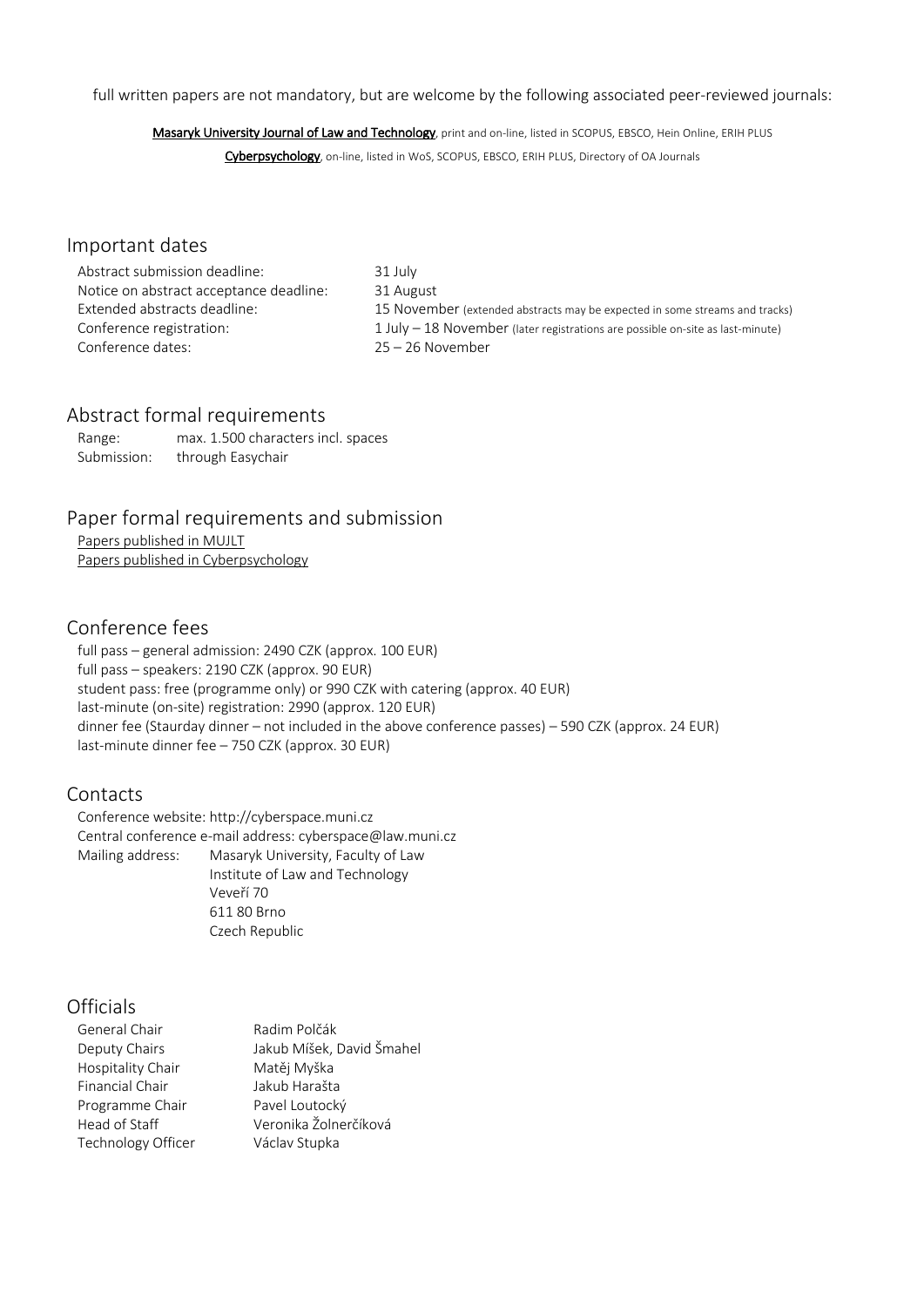full written papers are not mandatory, but are welcome by the following associated peer-reviewed journals:

**Masaryk University Journal of Law and Technology**, print and on-line, listed in SCOPUS, EBSCO, Hein Online, ERIH PLUS

**Cyberpsychology**, on-line, listed in WoS, SCOPUS, EBSCO, ERIH PLUS, Directory of OA Journals

## Important dates

| | |
|---|---|
| Abstract submission deadline: | 31 July |
| Notice on abstract acceptance deadline: | 31 August |
| Extended abstracts deadline: | 15 November (extended abstracts may be expected in some streams and tracks) |
| Conference registration: | 1 July – 18 November (later registrations are possible on-site as last-minute) |
| Conference dates: | 25 – 26 November |

## Abstract formal requirements

| | |
|---|---|
| Range: | max. 1.500 characters incl. spaces |
| Submission: | through Easychair |

## Paper formal requirements and submission

Papers published in MUJLT

Papers published in Cyberpsychology

## Conference fees

full pass – general admission: 2490 CZK (approx. 100 EUR)

full pass – speakers: 2190 CZK (approx. 90 EUR)

student pass: free (programme only) or 990 CZK with catering (approx. 40 EUR)

last-minute (on-site) registration: 2990 (approx. 120 EUR)

dinner fee (Staurday dinner – not included in the above conference passes) – 590 CZK (approx. 24 EUR)

last-minute dinner fee – 750 CZK (approx. 30 EUR)

## Contacts

Conference website: http://cyberspace.muni.cz

Central conference e-mail address: cyberspace@law.muni.cz

Mailing address: Masaryk University, Faculty of Law
Institute of Law and Technology
Veveří 70
611 80 Brno
Czech Republic

## Officials

| | |
|---|---|
| General Chair | Radim Polčák |
| Deputy Chairs | Jakub Míšek, David Šmahel |
| Hospitality Chair | Matěj Myška |
| Financial Chair | Jakub Harašta |
| Programme Chair | Pavel Loutocký |
| Head of Staff | Veronika Žolnerčíková |
| Technology Officer | Václav Stupka |